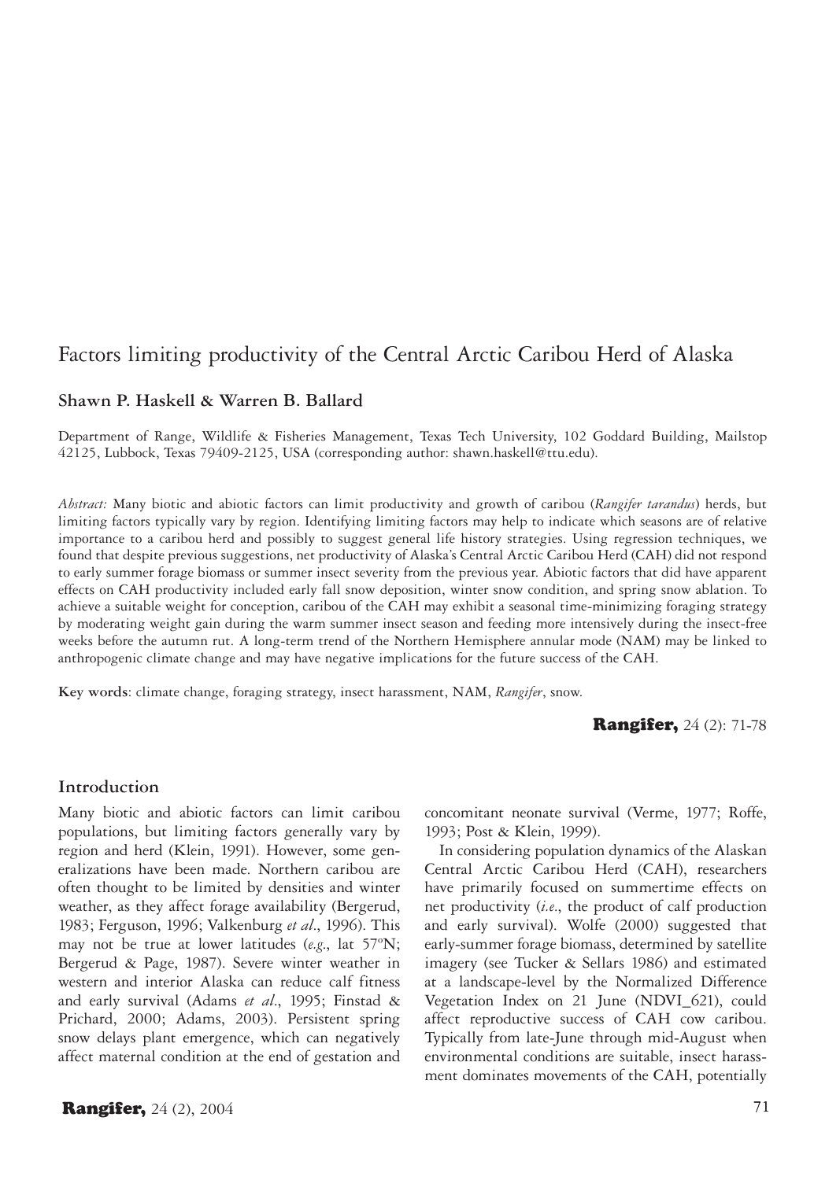# Factors limiting productivity of the Central Arctic Caribou Herd of Alaska

**Shawn P. Haskell & Warren B. Ballard**

Department of Range, Wildlife & Fisheries Management, Texas Tech University, 102 Goddard Building, Mailstop 42125, Lubbock, Texas 79409-2125, USA (corresponding author: shawn.haskell@ttu.edu).

*Abstract:* Many biotic and abiotic factors can limit productivity and growth of caribou (*Rangifer tarandus*) herds, but limiting factors typically vary by region. Identifying limiting factors may help to indicate which seasons are of relative importance to a caribou herd and possibly to suggest general life history strategies. Using regression techniques, we found that despite previous suggestions, net productivity of Alaska's Central Arctic Caribou Herd (CAH) did not respond to early summer forage biomass or summer insect severity from the previous year. Abiotic factors that did have apparent effects on CAH productivity included early fall snow deposition, winter snow condition, and spring snow ablation. To achieve a suitable weight for conception, caribou of the CAH may exhibit a seasonal time-minimizing foraging strategy by moderating weight gain during the warm summer insect season and feeding more intensively during the insect-free weeks before the autumn rut. A long-term trend of the Northern Hemisphere annular mode (NAM) may be linked to anthropogenic climate change and may have negative implications for the future success of the CAH.

**Key words**: climate change, foraging strategy, insect harassment, NAM, *Rangifer*, snow.

## Introduction

Many biotic and abiotic factors can limit caribou populations, but limiting factors generally vary by region and herd (Klein, 1991). However, some generalizations have been made. Northern caribou are often thought to be limited by densities and winter weather, as they affect forage availability (Bergerud, 1983; Ferguson, 1996; Valkenburg *et al*., 1996). This may not be true at lower latitudes (*e.g.*, lat 57ºN; Bergerud & Page, 1987). Severe winter weather in western and interior Alaska can reduce calf fitness and early survival (Adams *et al*., 1995; Finstad & Prichard, 2000; Adams, 2003). Persistent spring snow delays plant emergence, which can negatively affect maternal condition at the end of gestation and concomitant neonate survival (Verme, 1977; Roffe, 1993; Post & Klein, 1999).

In considering population dynamics of the Alaskan Central Arctic Caribou Herd (CAH), researchers have primarily focused on summertime effects on net productivity (*i.e*., the product of calf production and early survival). Wolfe (2000) suggested that early-summer forage biomass, determined by satellite imagery (see Tucker & Sellars 1986) and estimated at a landscape-level by the Normalized Difference Vegetation Index on 21 June (NDVI_621), could affect reproductive success of CAH cow caribou. Typically from late-June through mid-August when environmental conditions are suitable, insect harassment dominates movements of the CAH, potentially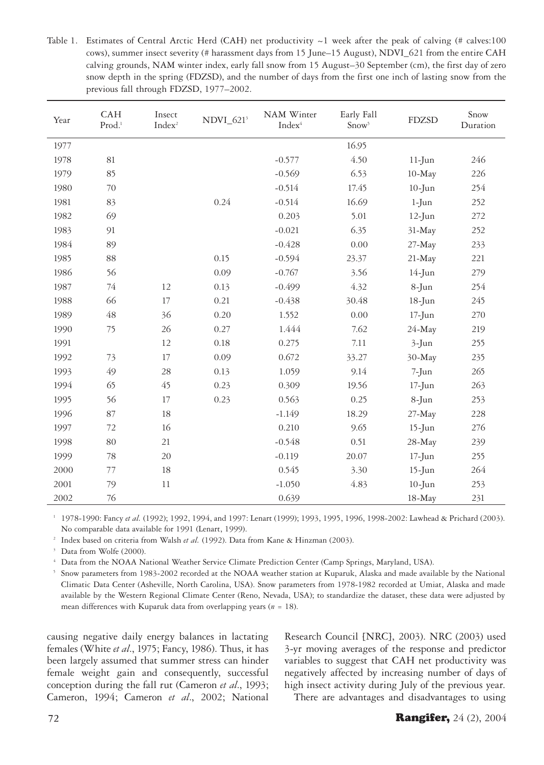Table 1. Estimates of Central Arctic Herd (CAH) net productivity ~1 week after the peak of calving (# calves:100 cows), summer insect severity (# harassment days from 15 June–15 August), NDVI_621 from the entire CAH calving grounds, NAM winter index, early fall snow from 15 August–30 September (cm), the first day of zero snow depth in the spring (FDZSD), and the number of days from the first one inch of lasting snow from the previous fall through FDZSD, 1977–2002.

| Year | CAH Prod.[1] | Insect Index[2] | NDVI_621[3] | NAM Winter Index[4] | Early Fall Snow[5] | FDZSD | Snow Duration |
|---|---|---|---|---|---|---|---|
| 1977 | | | | | 16.95 | | |
| 1978 | 81 | | | -0.577 | 4.50 | 11-Jun | 246 |
| 1979 | 85 | | | -0.569 | 6.53 | 10-May | 226 |
| 1980 | 70 | | | -0.514 | 17.45 | 10-Jun | 254 |
| 1981 | 83 | | 0.24 | -0.514 | 16.69 | 1-Jun | 252 |
| 1982 | 69 | | | 0.203 | 5.01 | 12-Jun | 272 |
| 1983 | 91 | | | -0.021 | 6.35 | 31-May | 252 |
| 1984 | 89 | | | -0.428 | 0.00 | 27-May | 233 |
| 1985 | 88 | | 0.15 | -0.594 | 23.37 | 21-May | 221 |
| 1986 | 56 | | 0.09 | -0.767 | 3.56 | 14-Jun | 279 |
| 1987 | 74 | 12 | 0.13 | -0.499 | 4.32 | 8-Jun | 254 |
| 1988 | 66 | 17 | 0.21 | -0.438 | 30.48 | 18-Jun | 245 |
| 1989 | 48 | 36 | 0.20 | 1.552 | 0.00 | 17-Jun | 270 |
| 1990 | 75 | 26 | 0.27 | 1.444 | 7.62 | 24-May | 219 |
| 1991 | | 12 | 0.18 | 0.275 | 7.11 | 3-Jun | 255 |
| 1992 | 73 | 17 | 0.09 | 0.672 | 33.27 | 30-May | 235 |
| 1993 | 49 | 28 | 0.13 | 1.059 | 9.14 | 7-Jun | 265 |
| 1994 | 65 | 45 | 0.23 | 0.309 | 19.56 | 17-Jun | 263 |
| 1995 | 56 | 17 | 0.23 | 0.563 | 0.25 | 8-Jun | 253 |
| 1996 | 87 | 18 | | -1.149 | 18.29 | 27-May | 228 |
| 1997 | 72 | 16 | | 0.210 | 9.65 | 15-Jun | 276 |
| 1998 | 80 | 21 | | -0.548 | 0.51 | 28-May | 239 |
| 1999 | 78 | 20 | | -0.119 | 20.07 | 17-Jun | 255 |
| 2000 | 77 | 18 | | 0.545 | 3.30 | 15-Jun | 264 |
| 2001 | 79 | 11 | | -1.050 | 4.83 | 10-Jun | 253 |
| 2002 | 76 | | | 0.639 | | 18-May | 231 |

[1] 1978-1990: Fancy *et al.* (1992); 1992, 1994, and 1997: Lenart (1999); 1993, 1995, 1996, 1998-2002: Lawhead & Prichard (2003). No comparable data available for 1991 (Lenart, 1999).

[2] Index based on criteria from Walsh *et al.* (1992). Data from Kane & Hinzman (2003).

[3] Data from Wolfe (2000).

[4] Data from the NOAA National Weather Service Climate Prediction Center (Camp Springs, Maryland, USA).

[5] Snow parameters from 1983-2002 recorded at the NOAA weather station at Kuparuk, Alaska and made available by the National Climatic Data Center (Asheville, North Carolina, USA). Snow parameters from 1978-1982 recorded at Umiat, Alaska and made available by the Western Regional Climate Center (Reno, Nevada, USA); to standardize the dataset, these data were adjusted by mean differences with Kuparuk data from overlapping years ($n$ = 18).

causing negative daily energy balances in lactating females (White *et al.*, 1975; Fancy, 1986). Thus, it has been largely assumed that summer stress can hinder female weight gain and consequently, successful conception during the fall rut (Cameron *et al.*, 1993; Cameron, 1994; Cameron *et al.*, 2002; National Research Council [NRC], 2003). NRC (2003) used 3-yr moving averages of the response and predictor variables to suggest that CAH net productivity was negatively affected by increasing number of days of high insect activity during July of the previous year.

There are advantages and disadvantages to using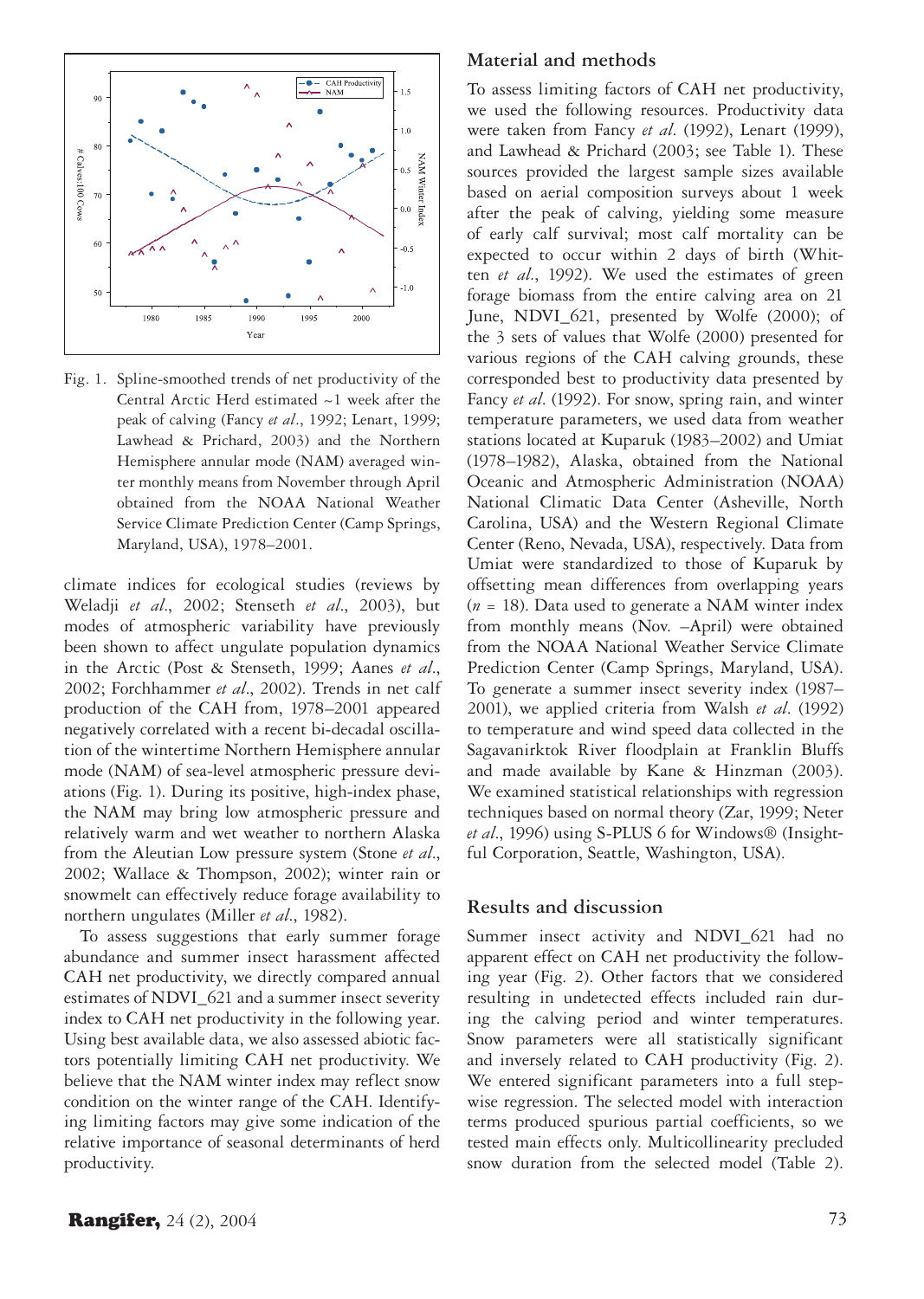Fig. 1. Spline-smoothed trends of net productivity of the Central Arctic Herd estimated ~1 week after the peak of calving (Fancy *et al*., 1992; Lenart, 1999; Lawhead & Prichard, 2003) and the Northern Hemisphere annular mode (NAM) averaged winter monthly means from November through April obtained from the NOAA National Weather Service Climate Prediction Center (Camp Springs, Maryland, USA), 1978–2001.

climate indices for ecological studies (reviews by Weladji *et al*., 2002; Stenseth *et al*., 2003), but modes of atmospheric variability have previously been shown to affect ungulate population dynamics in the Arctic (Post & Stenseth, 1999; Aanes *et al*., 2002; Forchhammer *et al*., 2002). Trends in net calf production of the CAH from, 1978–2001 appeared negatively correlated with a recent bi-decadal oscillation of the wintertime Northern Hemisphere annular mode (NAM) of sea-level atmospheric pressure deviations (Fig. 1). During its positive, high-index phase, the NAM may bring low atmospheric pressure and relatively warm and wet weather to northern Alaska from the Aleutian Low pressure system (Stone *et al*., 2002; Wallace & Thompson, 2002); winter rain or snowmelt can effectively reduce forage availability to northern ungulates (Miller *et al*., 1982).

To assess suggestions that early summer forage abundance and summer insect harassment affected CAH net productivity, we directly compared annual estimates of NDVI_621 and a summer insect severity index to CAH net productivity in the following year. Using best available data, we also assessed abiotic factors potentially limiting CAH net productivity. We believe that the NAM winter index may reflect snow condition on the winter range of the CAH. Identifying limiting factors may give some indication of the relative importance of seasonal determinants of herd productivity.

## Material and methods

To assess limiting factors of CAH net productivity, we used the following resources. Productivity data were taken from Fancy *et al*. (1992), Lenart (1999), and Lawhead & Prichard (2003; see Table 1). These sources provided the largest sample sizes available based on aerial composition surveys about 1 week after the peak of calving, yielding some measure of early calf survival; most calf mortality can be expected to occur within 2 days of birth (Whitten *et al*., 1992). We used the estimates of green forage biomass from the entire calving area on 21 June, NDVI_621, presented by Wolfe (2000); of the 3 sets of values that Wolfe (2000) presented for various regions of the CAH calving grounds, these corresponded best to productivity data presented by Fancy *et al*. (1992). For snow, spring rain, and winter temperature parameters, we used data from weather stations located at Kuparuk (1983–2002) and Umiat (1978–1982), Alaska, obtained from the National Oceanic and Atmospheric Administration (NOAA) National Climatic Data Center (Asheville, North Carolina, USA) and the Western Regional Climate Center (Reno, Nevada, USA), respectively. Data from Umiat were standardized to those of Kuparuk by offsetting mean differences from overlapping years ($n = 18$). Data used to generate a NAM winter index from monthly means (Nov. –April) were obtained from the NOAA National Weather Service Climate Prediction Center (Camp Springs, Maryland, USA). To generate a summer insect severity index (1987–2001), we applied criteria from Walsh *et al*. (1992) to temperature and wind speed data collected in the Sagavanirktok River floodplain at Franklin Bluffs and made available by Kane & Hinzman (2003). We examined statistical relationships with regression techniques based on normal theory (Zar, 1999; Neter *et al*., 1996) using S-PLUS 6 for Windows® (Insightful Corporation, Seattle, Washington, USA).

## Results and discussion

Summer insect activity and NDVI_621 had no apparent effect on CAH net productivity the following year (Fig. 2). Other factors that we considered resulting in undetected effects included rain during the calving period and winter temperatures. Snow parameters were all statistically significant and inversely related to CAH productivity (Fig. 2). We entered significant parameters into a full stepwise regression. The selected model with interaction terms produced spurious partial coefficients, so we tested main effects only. Multicollinearity precluded snow duration from the selected model (Table 2).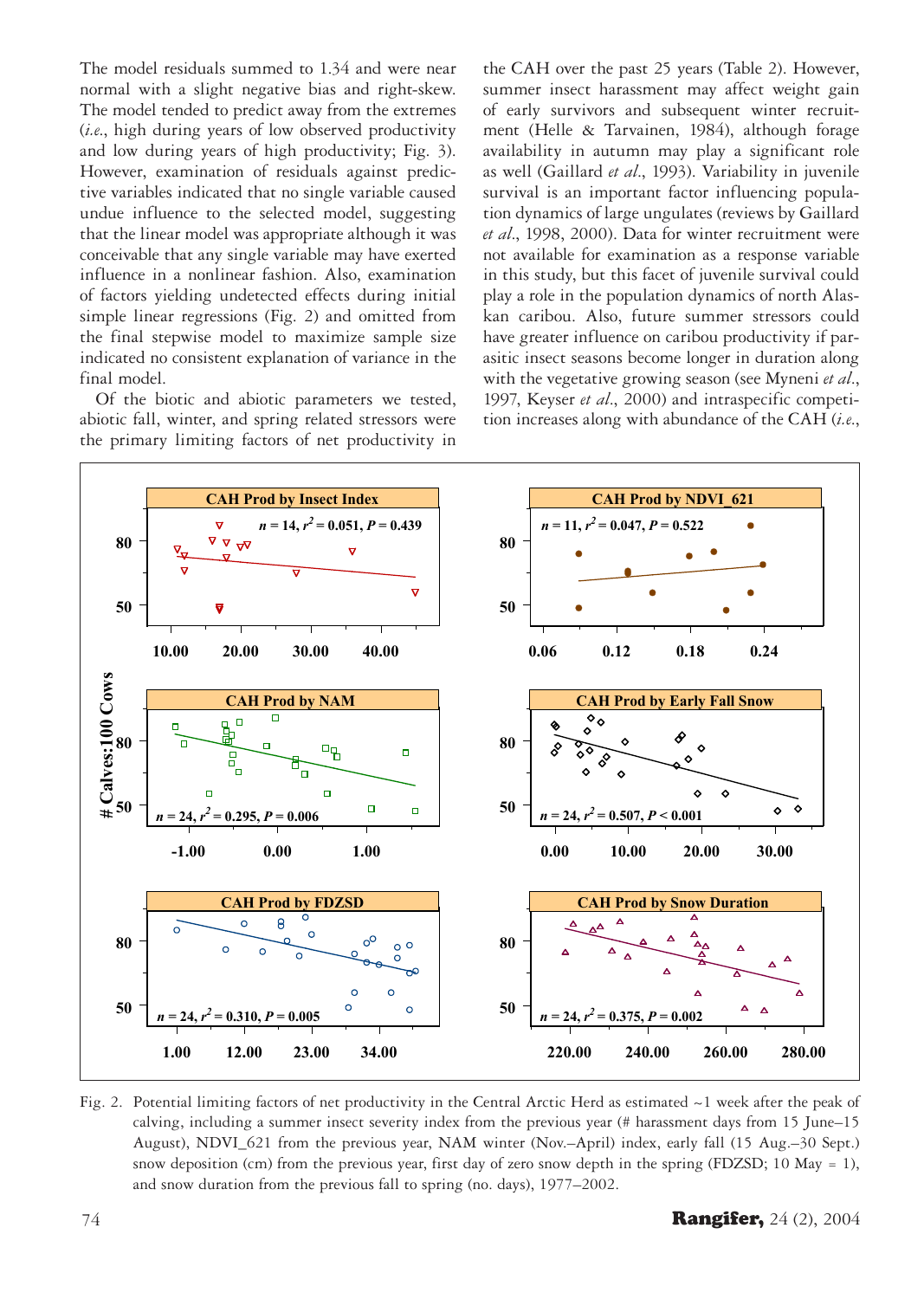The model residuals summed to 1.34 and were near normal with a slight negative bias and right-skew. The model tended to predict away from the extremes (*i.e.*, high during years of low observed productivity and low during years of high productivity; Fig. 3). However, examination of residuals against predictive variables indicated that no single variable caused undue influence to the selected model, suggesting that the linear model was appropriate although it was conceivable that any single variable may have exerted influence in a nonlinear fashion. Also, examination of factors yielding undetected effects during initial simple linear regressions (Fig. 2) and omitted from the final stepwise model to maximize sample size indicated no consistent explanation of variance in the final model.

Of the biotic and abiotic parameters we tested, abiotic fall, winter, and spring related stressors were the primary limiting factors of net productivity in the CAH over the past 25 years (Table 2). However, summer insect harassment may affect weight gain of early survivors and subsequent winter recruitment (Helle & Tarvainen, 1984), although forage availability in autumn may play a significant role as well (Gaillard *et al.*, 1993). Variability in juvenile survival is an important factor influencing population dynamics of large ungulates (reviews by Gaillard *et al.*, 1998, 2000). Data for winter recruitment were not available for examination as a response variable in this study, but this facet of juvenile survival could play a role in the population dynamics of north Alaskan caribou. Also, future summer stressors could have greater influence on caribou productivity if parasitic insect seasons become longer in duration along with the vegetative growing season (see Myneni *et al.*, 1997, Keyser *et al.*, 2000) and intraspecific competition increases along with abundance of the CAH (*i.e.*,

Fig. 2. Potential limiting factors of net productivity in the Central Arctic Herd as estimated ~1 week after the peak of calving, including a summer insect severity index from the previous year (# harassment days from 15 June–15 August), NDVI_621 from the previous year, NAM winter (Nov.–April) index, early fall (15 Aug.–30 Sept.) snow deposition (cm) from the previous year, first day of zero snow depth in the spring (FDZSD; 10 May = 1), and snow duration from the previous fall to spring (no. days), 1977–2002.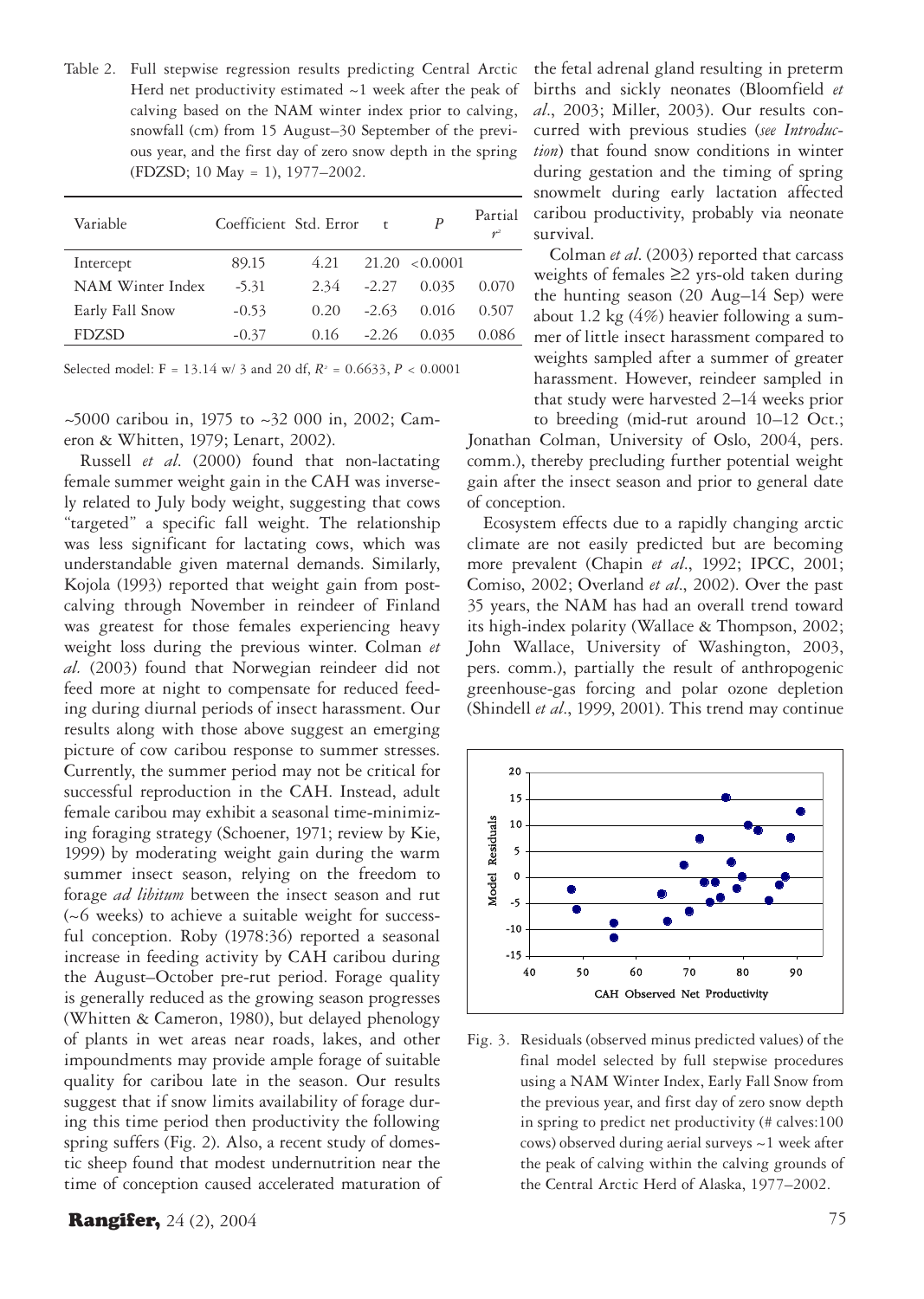Table 2. Full stepwise regression results predicting Central Arctic Herd net productivity estimated ~1 week after the peak of calving based on the NAM winter index prior to calving, snowfall (cm) from 15 August–30 September of the previous year, and the first day of zero snow depth in the spring (FDZSD; 10 May = 1), 1977–2002.

| Variable | Coefficient | Std. Error | t | *P* | Partial $r^2$ |
|---|---|---|---|---|---|
| Intercept | 89.15 | 4.21 | 21.20 | <0.0001 | |
| NAM Winter Index | -5.31 | 2.34 | -2.27 | 0.035 | 0.070 |
| Early Fall Snow | -0.53 | 0.20 | -2.63 | 0.016 | 0.507 |
| FDZSD | -0.37 | 0.16 | -2.26 | 0.035 | 0.086 |

Selected model: F = 13.14 w/ 3 and 20 df, $R^2$ = 0.6633, $P < 0.0001$

~5000 caribou in, 1975 to ~32 000 in, 2002; Cameron & Whitten, 1979; Lenart, 2002).

Russell *et al.* (2000) found that non-lactating female summer weight gain in the CAH was inversely related to July body weight, suggesting that cows "targeted" a specific fall weight. The relationship was less significant for lactating cows, which was understandable given maternal demands. Similarly, Kojola (1993) reported that weight gain from post-calving through November in reindeer of Finland was greatest for those females experiencing heavy weight loss during the previous winter. Colman *et al.* (2003) found that Norwegian reindeer did not feed more at night to compensate for reduced feeding during diurnal periods of insect harassment. Our results along with those above suggest an emerging picture of cow caribou response to summer stresses. Currently, the summer period may not be critical for successful reproduction in the CAH. Instead, adult female caribou may exhibit a seasonal time-minimizing foraging strategy (Schoener, 1971; review by Kie, 1999) by moderating weight gain during the warm summer insect season, relying on the freedom to forage *ad libitum* between the insect season and rut (~6 weeks) to achieve a suitable weight for successful conception. Roby (1978:36) reported a seasonal increase in feeding activity by CAH caribou during the August–October pre-rut period. Forage quality is generally reduced as the growing season progresses (Whitten & Cameron, 1980), but delayed phenology of plants in wet areas near roads, lakes, and other impoundments may provide ample forage of suitable quality for caribou late in the season. Our results suggest that if snow limits availability of forage during this time period then productivity the following spring suffers (Fig. 2). Also, a recent study of domestic sheep found that modest undernutrition near the time of conception caused accelerated maturation of the fetal adrenal gland resulting in preterm births and sickly neonates (Bloomfield *et al.*, 2003; Miller, 2003). Our results concurred with previous studies (*see Introduction*) that found snow conditions in winter during gestation and the timing of spring snowmelt during early lactation affected caribou productivity, probably via neonate survival.

Colman *et al.* (2003) reported that carcass weights of females ≥2 yrs-old taken during the hunting season (20 Aug–14 Sep) were about 1.2 kg (4%) heavier following a summer of little insect harassment compared to weights sampled after a summer of greater harassment. However, reindeer sampled in that study were harvested 2–14 weeks prior to breeding (mid-rut around 10–12 Oct.; Jonathan Colman, University of Oslo, 2004, pers. comm.), thereby precluding further potential weight gain after the insect season and prior to general date of conception.

Ecosystem effects due to a rapidly changing arctic climate are not easily predicted but are becoming more prevalent (Chapin *et al.*, 1992; IPCC, 2001; Comiso, 2002; Overland *et al.*, 2002). Over the past 35 years, the NAM has had an overall trend toward its high-index polarity (Wallace & Thompson, 2002; John Wallace, University of Washington, 2003, pers. comm.), partially the result of anthropogenic greenhouse-gas forcing and polar ozone depletion (Shindell *et al.*, 1999, 2001). This trend may continue

Fig. 3. Residuals (observed minus predicted values) of the final model selected by full stepwise procedures using a NAM Winter Index, Early Fall Snow from the previous year, and first day of zero snow depth in spring to predict net productivity (# calves:100 cows) observed during aerial surveys ~1 week after the peak of calving within the calving grounds of the Central Arctic Herd of Alaska, 1977–2002.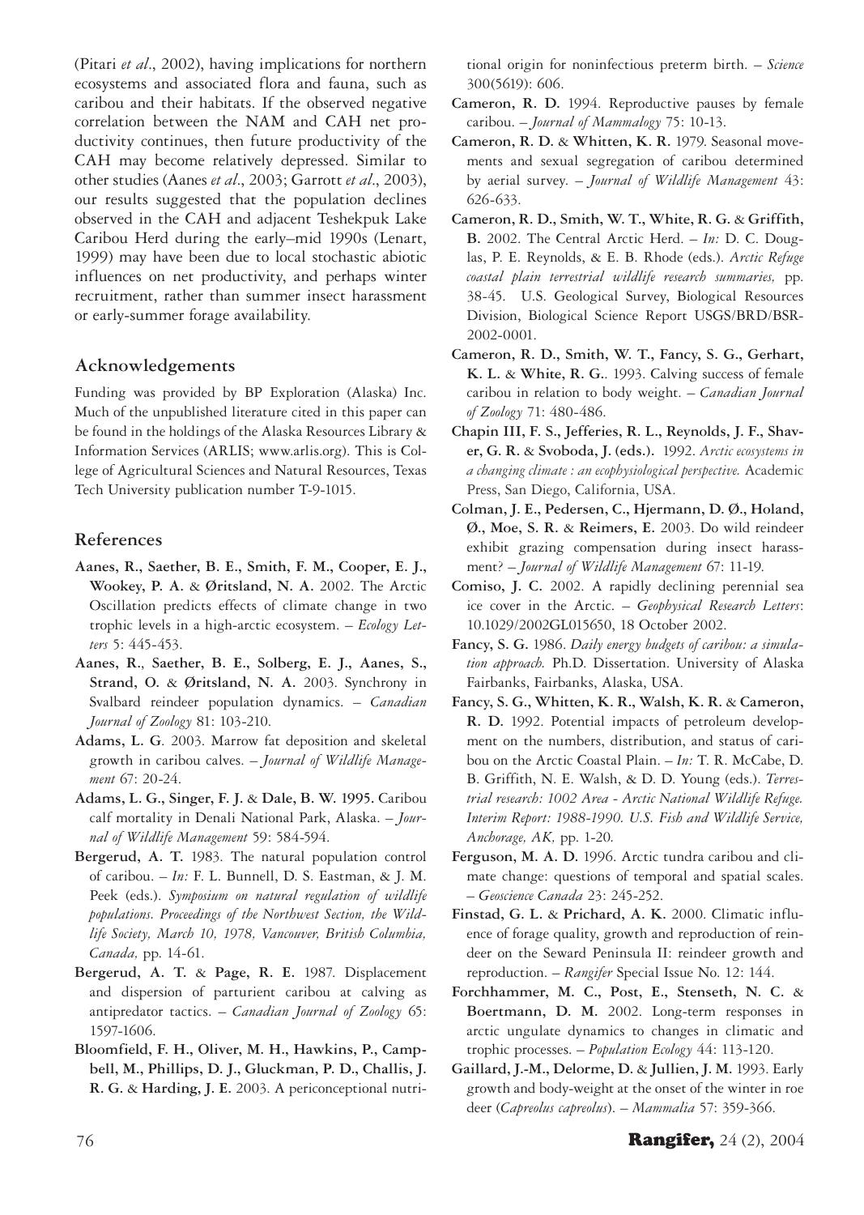(Pitari *et al*., 2002), having implications for northern ecosystems and associated flora and fauna, such as caribou and their habitats. If the observed negative correlation between the NAM and CAH net productivity continues, then future productivity of the CAH may become relatively depressed. Similar to other studies (Aanes *et al*., 2003; Garrott *et al*., 2003), our results suggested that the population declines observed in the CAH and adjacent Teshekpuk Lake Caribou Herd during the early–mid 1990s (Lenart, 1999) may have been due to local stochastic abiotic influences on net productivity, and perhaps winter recruitment, rather than summer insect harassment or early-summer forage availability.

## Acknowledgements

Funding was provided by BP Exploration (Alaska) Inc. Much of the unpublished literature cited in this paper can be found in the holdings of the Alaska Resources Library & Information Services (ARLIS; www.arlis.org). This is College of Agricultural Sciences and Natural Resources, Texas Tech University publication number T-9-1015.

## References

**Aanes, R., Saether, B. E., Smith, F. M., Cooper, E. J., Wookey, P. A.** & **Øritsland, N. A.** 2002. The Arctic Oscillation predicts effects of climate change in two trophic levels in a high-arctic ecosystem. – *Ecology Letters* 5: 445-453.

**Aanes, R., Saether, B. E., Solberg, E. J., Aanes, S., Strand, O.** & **Øritsland, N. A.** 2003. Synchrony in Svalbard reindeer population dynamics. – *Canadian Journal of Zoology* 81: 103-210.

**Adams, L. G**. 2003. Marrow fat deposition and skeletal growth in caribou calves. – *Journal of Wildlife Management* 67: 20-24.

**Adams, L. G., Singer, F. J.** & **Dale, B. W. 1995.** Caribou calf mortality in Denali National Park, Alaska. – *Journal of Wildlife Management* 59: 584-594.

**Bergerud, A. T.** 1983. The natural population control of caribou. – *In:* F. L. Bunnell, D. S. Eastman, & J. M. Peek (eds.). *Symposium on natural regulation of wildlife populations. Proceedings of the Northwest Section, the Wildlife Society, March 10, 1978, Vancouver, British Columbia, Canada,* pp. 14-61.

**Bergerud, A. T.** & **Page, R. E.** 1987. Displacement and dispersion of parturient caribou at calving as antipredator tactics. – *Canadian Journal of Zoology* 65: 1597-1606.

**Bloomfield, F. H., Oliver, M. H., Hawkins, P., Campbell, M., Phillips, D. J., Gluckman, P. D., Challis, J. R. G.** & **Harding, J. E.** 2003. A periconceptional nutritional origin for noninfectious preterm birth. – *Science* 300(5619): 606.

**Cameron, R. D.** 1994. Reproductive pauses by female caribou. – *Journal of Mammalogy* 75: 10-13.

**Cameron, R. D.** & **Whitten, K. R.** 1979. Seasonal movements and sexual segregation of caribou determined by aerial survey. – *Journal of Wildlife Management* 43: 626-633.

**Cameron, R. D., Smith, W. T., White, R. G.** & **Griffith, B.** 2002. The Central Arctic Herd. – *In:* D. C. Douglas, P. E. Reynolds, & E. B. Rhode (eds.). *Arctic Refuge coastal plain terrestrial wildlife research summaries,* pp. 38-45. U.S. Geological Survey, Biological Resources Division, Biological Science Report USGS/BRD/BSR-2002-0001.

**Cameron, R. D., Smith, W. T., Fancy, S. G., Gerhart, K. L.** & **White, R. G.**. 1993. Calving success of female caribou in relation to body weight. – *Canadian Journal of Zoology* 71: 480-486.

**Chapin III, F. S., Jefferies, R. L., Reynolds, J. F., Shaver, G. R.** & **Svoboda, J. (eds.).** 1992. *Arctic ecosystems in a changing climate : an ecophysiological perspective.* Academic Press, San Diego, California, USA.

**Colman, J. E., Pedersen, C., Hjermann, D. Ø., Holand, Ø., Moe, S. R.** & **Reimers, E.** 2003. Do wild reindeer exhibit grazing compensation during insect harassment? – *Journal of Wildlife Management* 67: 11-19.

**Comiso, J. C.** 2002. A rapidly declining perennial sea ice cover in the Arctic. – *Geophysical Research Letters*: 10.1029/2002GL015650, 18 October 2002.

**Fancy, S. G.** 1986. *Daily energy budgets of caribou: a simulation approach.* Ph.D. Dissertation. University of Alaska Fairbanks, Fairbanks, Alaska, USA.

**Fancy, S. G., Whitten, K. R., Walsh, K. R.** & **Cameron, R. D.** 1992. Potential impacts of petroleum development on the numbers, distribution, and status of caribou on the Arctic Coastal Plain. – *In:* T. R. McCabe, D. B. Griffith, N. E. Walsh, & D. D. Young (eds.). *Terrestrial research: 1002 Area - Arctic National Wildlife Refuge. Interim Report: 1988-1990. U.S. Fish and Wildlife Service, Anchorage, AK,* pp. 1-20.

**Ferguson, M. A. D.** 1996. Arctic tundra caribou and climate change: questions of temporal and spatial scales. – *Geoscience Canada* 23: 245-252.

**Finstad, G. L.** & **Prichard, A. K.** 2000. Climatic influence of forage quality, growth and reproduction of reindeer on the Seward Peninsula II: reindeer growth and reproduction. – *Rangifer* Special Issue No. 12: 144.

**Forchhammer, M. C., Post, E., Stenseth, N. C.** & **Boertmann, D. M.** 2002. Long-term responses in arctic ungulate dynamics to changes in climatic and trophic processes. – *Population Ecology* 44: 113-120.

**Gaillard, J.-M., Delorme, D.** & **Jullien, J. M.** 1993. Early growth and body-weight at the onset of the winter in roe deer (*Capreolus capreolus*). – *Mammalia* 57: 359-366.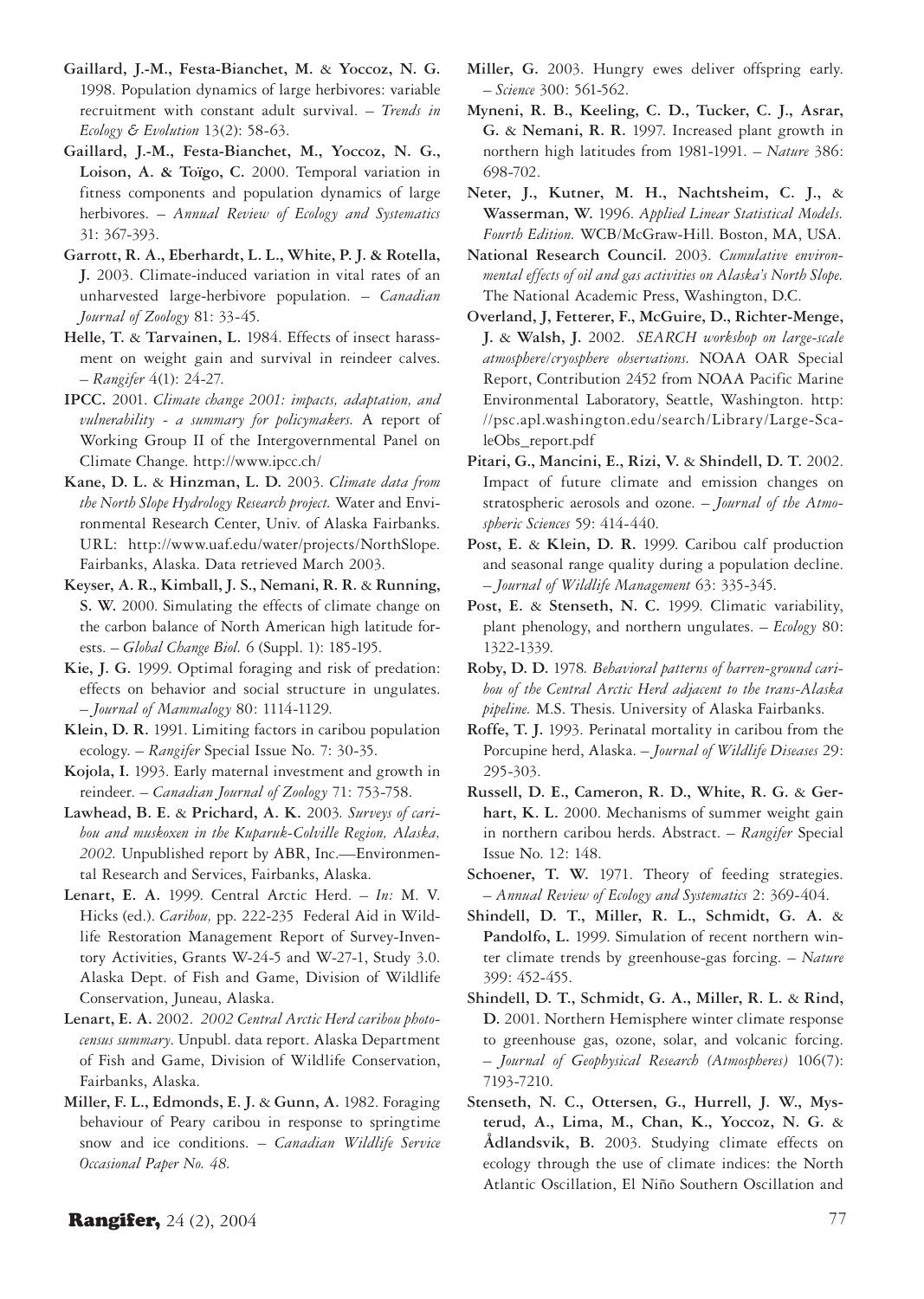**Gaillard, J.-M., Festa-Bianchet, M.** & **Yoccoz, N. G.** 1998. Population dynamics of large herbivores: variable recruitment with constant adult survival. – *Trends in Ecology & Evolution* 13(2): 58-63.

**Gaillard, J.-M., Festa-Bianchet, M., Yoccoz, N. G., Loison, A. & Toïgo, C.** 2000. Temporal variation in fitness components and population dynamics of large herbivores. – *Annual Review of Ecology and Systematics* 31: 367-393.

**Garrott, R. A., Eberhardt, L. L., White, P. J. & Rotella, J.** 2003. Climate-induced variation in vital rates of an unharvested large-herbivore population. – *Canadian Journal of Zoology* 81: 33-45.

**Helle, T.** & **Tarvainen, L.** 1984. Effects of insect harassment on weight gain and survival in reindeer calves. – *Rangifer* 4(1): 24-27.

**IPCC.** 2001. *Climate change 2001: impacts, adaptation, and vulnerability - a summary for policymakers.* A report of Working Group II of the Intergovernmental Panel on Climate Change. http://www.ipcc.ch/

**Kane, D. L.** & **Hinzman, L. D.** 2003. *Climate data from the North Slope Hydrology Research project.* Water and Environmental Research Center, Univ. of Alaska Fairbanks. URL: http://www.uaf.edu/water/projects/NorthSlope. Fairbanks, Alaska. Data retrieved March 2003.

**Keyser, A. R., Kimball, J. S., Nemani, R. R.** & **Running, S. W.** 2000. Simulating the effects of climate change on the carbon balance of North American high latitude forests. – *Global Change Biol.* 6 (Suppl. 1): 185-195.

**Kie, J. G.** 1999. Optimal foraging and risk of predation: effects on behavior and social structure in ungulates. – *Journal of Mammalogy* 80: 1114-1129.

**Klein, D. R.** 1991. Limiting factors in caribou population ecology. – *Rangifer* Special Issue No. 7: 30-35.

**Kojola, I.** 1993. Early maternal investment and growth in reindeer. – *Canadian Journal of Zoology* 71: 753-758.

**Lawhead, B. E.** & **Prichard, A. K.** 2003. *Surveys of caribou and muskoxen in the Kuparuk-Colville Region, Alaska, 2002.* Unpublished report by ABR, Inc.—Environmental Research and Services, Fairbanks, Alaska.

**Lenart, E. A.** 1999. Central Arctic Herd. – *In:* M. V. Hicks (ed.). *Caribou,* pp. 222-235 Federal Aid in Wildlife Restoration Management Report of Survey-Inventory Activities, Grants W-24-5 and W-27-1, Study 3.0. Alaska Dept. of Fish and Game, Division of Wildlife Conservation, Juneau, Alaska.

**Lenart, E. A.** 2002. *2002 Central Arctic Herd caribou photocensus summary*. Unpubl. data report. Alaska Department of Fish and Game, Division of Wildlife Conservation, Fairbanks, Alaska.

**Miller, F. L., Edmonds, E. J.** & **Gunn, A.** 1982. Foraging behaviour of Peary caribou in response to springtime snow and ice conditions. – *Canadian Wildlife Service Occasional Paper No. 48.*

**Miller, G.** 2003. Hungry ewes deliver offspring early. – *Science* 300: 561-562.

**Myneni, R. B., Keeling, C. D., Tucker, C. J., Asrar, G.** & **Nemani, R. R.** 1997. Increased plant growth in northern high latitudes from 1981-1991. – *Nature* 386: 698-702.

**Neter, J., Kutner, M. H., Nachtsheim, C. J.,** & **Wasserman, W.** 1996. *Applied Linear Statistical Models. Fourth Edition.* WCB/McGraw-Hill. Boston, MA, USA.

**National Research Council.** 2003. *Cumulative environmental effects of oil and gas activities on Alaska's North Slope.* The National Academic Press, Washington, D.C.

**Overland, J, Fetterer, F., McGuire, D., Richter-Menge, J.** & **Walsh, J.** 2002. *SEARCH workshop on large-scale atmosphere/cryosphere observations.* NOAA OAR Special Report, Contribution 2452 from NOAA Pacific Marine Environmental Laboratory, Seattle, Washington. http://psc.apl.washington.edu/search/Library/Large-ScaleObs_report.pdf

**Pitari, G., Mancini, E., Rizi, V.** & **Shindell, D. T.** 2002. Impact of future climate and emission changes on stratospheric aerosols and ozone. – *Journal of the Atmospheric Sciences* 59: 414-440.

**Post, E.** & **Klein, D. R.** 1999. Caribou calf production and seasonal range quality during a population decline. – *Journal of Wildlife Management* 63: 335-345.

**Post, E.** & **Stenseth, N. C.** 1999. Climatic variability, plant phenology, and northern ungulates. – *Ecology* 80: 1322-1339.

**Roby, D. D.** 1978. *Behavioral patterns of barren-ground caribou of the Central Arctic Herd adjacent to the trans-Alaska pipeline.* M.S. Thesis. University of Alaska Fairbanks.

**Roffe, T. J.** 1993. Perinatal mortality in caribou from the Porcupine herd, Alaska. – *Journal of Wildlife Diseases* 29: 295-303.

**Russell, D. E., Cameron, R. D., White, R. G.** & **Gerhart, K. L.** 2000. Mechanisms of summer weight gain in northern caribou herds. Abstract. – *Rangifer* Special Issue No. 12: 148.

**Schoener, T. W.** 1971. Theory of feeding strategies. – *Annual Review of Ecology and Systematics* 2: 369-404.

**Shindell, D. T., Miller, R. L., Schmidt, G. A.** & **Pandolfo, L.** 1999. Simulation of recent northern winter climate trends by greenhouse-gas forcing. – *Nature* 399: 452-455.

**Shindell, D. T., Schmidt, G. A., Miller, R. L.** & **Rind, D.** 2001. Northern Hemisphere winter climate response to greenhouse gas, ozone, solar, and volcanic forcing. – *Journal of Geophysical Research (Atmospheres)* 106(7): 7193-7210.

**Stenseth, N. C., Ottersen, G., Hurrell, J. W., Mysterud, A., Lima, M., Chan, K., Yoccoz, N. G.** & **Ådlandsvik, B.** 2003. Studying climate effects on ecology through the use of climate indices: the North Atlantic Oscillation, El Niño Southern Oscillation and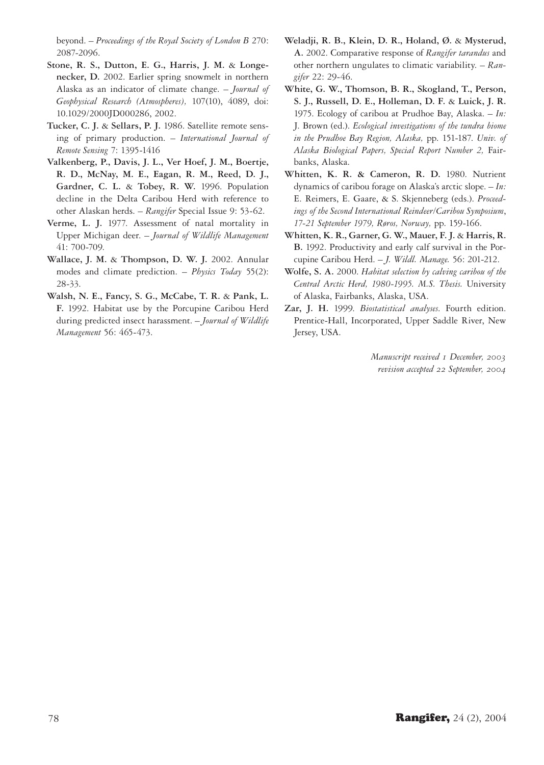beyond. – *Proceedings of the Royal Society of London B* 270: 2087-2096.

**Stone, R. S., Dutton, E. G., Harris, J. M.** & **Longenecker, D.** 2002. Earlier spring snowmelt in northern Alaska as an indicator of climate change. – *Journal of Geophysical Research (Atmospheres),* 107(10), 4089, doi: 10.1029/2000JD000286, 2002.

**Tucker, C. J.** & **Sellars, P. J.** 1986. Satellite remote sensing of primary production. – *International Journal of Remote Sensing* 7: 1395-1416

**Valkenberg, P., Davis, J. L., Ver Hoef, J. M., Boertje, R. D., McNay, M. E., Eagan, R. M., Reed, D. J., Gardner, C. L.** & **Tobey, R. W.** 1996. Population decline in the Delta Caribou Herd with reference to other Alaskan herds. – *Rangifer* Special Issue 9: 53-62.

**Verme, L. J.** 1977. Assessment of natal mortality in Upper Michigan deer. – *Journal of Wildlife Management* 41: 700-709.

**Wallace, J. M.** & **Thompson, D. W. J.** 2002. Annular modes and climate prediction. – *Physics Today* 55(2): 28-33.

**Walsh, N. E., Fancy, S. G., McCabe, T. R.** & **Pank, L. F.** 1992. Habitat use by the Porcupine Caribou Herd during predicted insect harassment. – *Journal of Wildlife Management* 56: 465-473.

**Weladji, R. B., Klein, D. R., Holand, Ø.** & **Mysterud, A.** 2002. Comparative response of *Rangifer tarandus* and other northern ungulates to climatic variability. – *Rangifer* 22: 29-46.

**White, G. W., Thomson, B. R., Skogland, T., Person, S. J., Russell, D. E., Holleman, D. F.** & **Luick, J. R.** 1975. Ecology of caribou at Prudhoe Bay, Alaska. – *In:* J. Brown (ed.). *Ecological investigations of the tundra biome in the Prudhoe Bay Region, Alaska,* pp. 151-187. *Univ. of Alaska Biological Papers, Special Report Number 2,* Fairbanks, Alaska.

**Whitten, K. R. & Cameron, R. D.** 1980. Nutrient dynamics of caribou forage on Alaska's arctic slope. – *In:* E. Reimers, E. Gaare, & S. Skjenneberg (eds.). *Proceedings of the Second International Reindeer/Caribou Symposium*, *17-21 September 1979, Røros, Norway,* pp. 159-166.

**Whitten, K. R., Garner, G. W., Mauer, F. J.** & **Harris, R. B.** 1992. Productivity and early calf survival in the Porcupine Caribou Herd. – *J. Wildl. Manage.* 56: 201-212.

**Wolfe, S. A.** 2000. *Habitat selection by calving caribou of the Central Arctic Herd, 1980-1995. M.S. Thesis.* University of Alaska, Fairbanks, Alaska, USA.

**Zar, J. H.** 1999. *Biostatistical analyses.* Fourth edition. Prentice-Hall, Incorporated, Upper Saddle River, New Jersey, USA.

*Manuscript received 1 December, 2003*
*revision accepted 22 September, 2004*